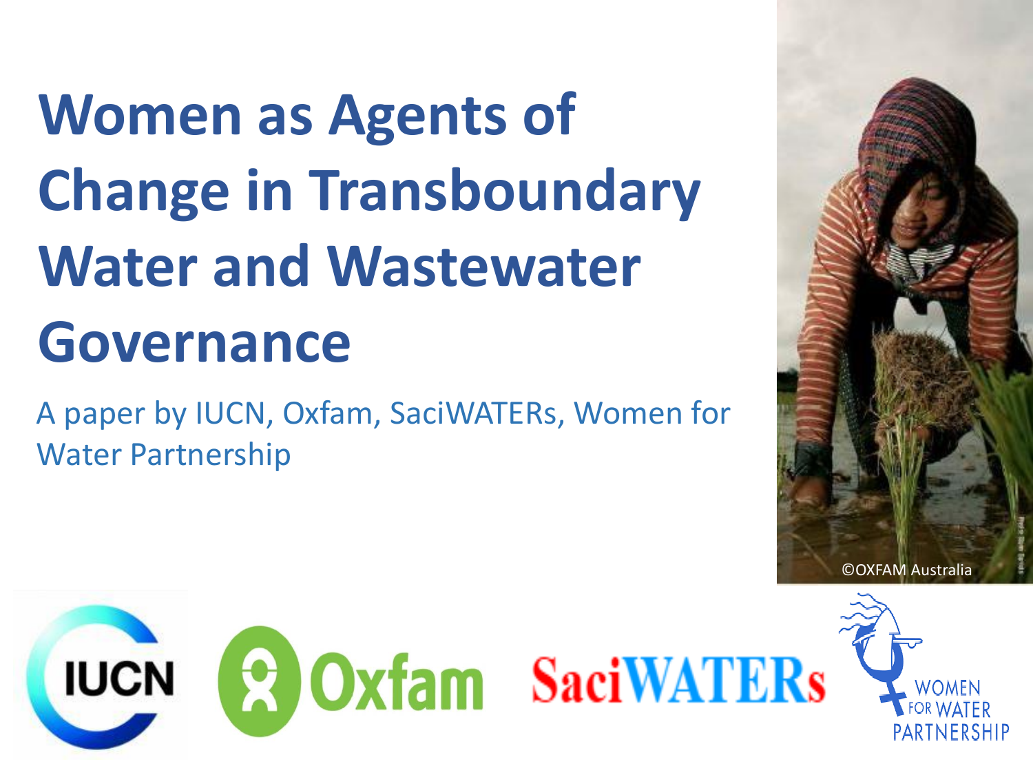# Women as Agents of Change in Transboundary Water and Wastewater Governance

A paper by IUCN, Oxfam, SaciWATERs, Women for Water Partnership

©OXFAM Australia

IUCN Oxfam SaciWATERs WOMEN FOR WATER PARTNERSHIP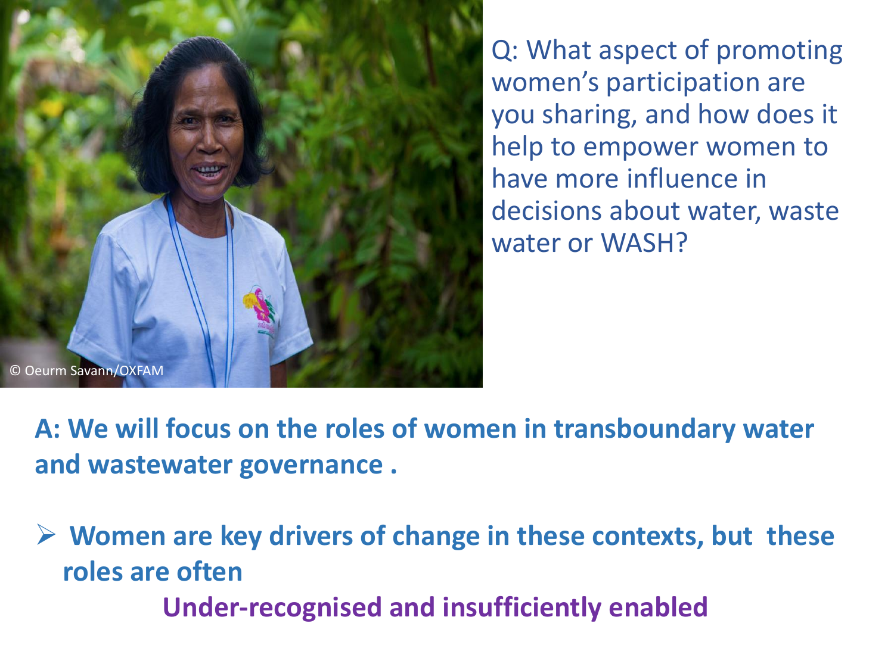© Oeurm Savann/OXFAM

Q: What aspect of promoting women's participation are you sharing, and how does it help to empower women to have more influence in decisions about water, waste water or WASH?

**A: We will focus on the roles of women in transboundary water and wastewater governance .**

- **Women are key drivers of change in these contexts, but these roles are often**
  **Under-recognised and insufficiently enabled**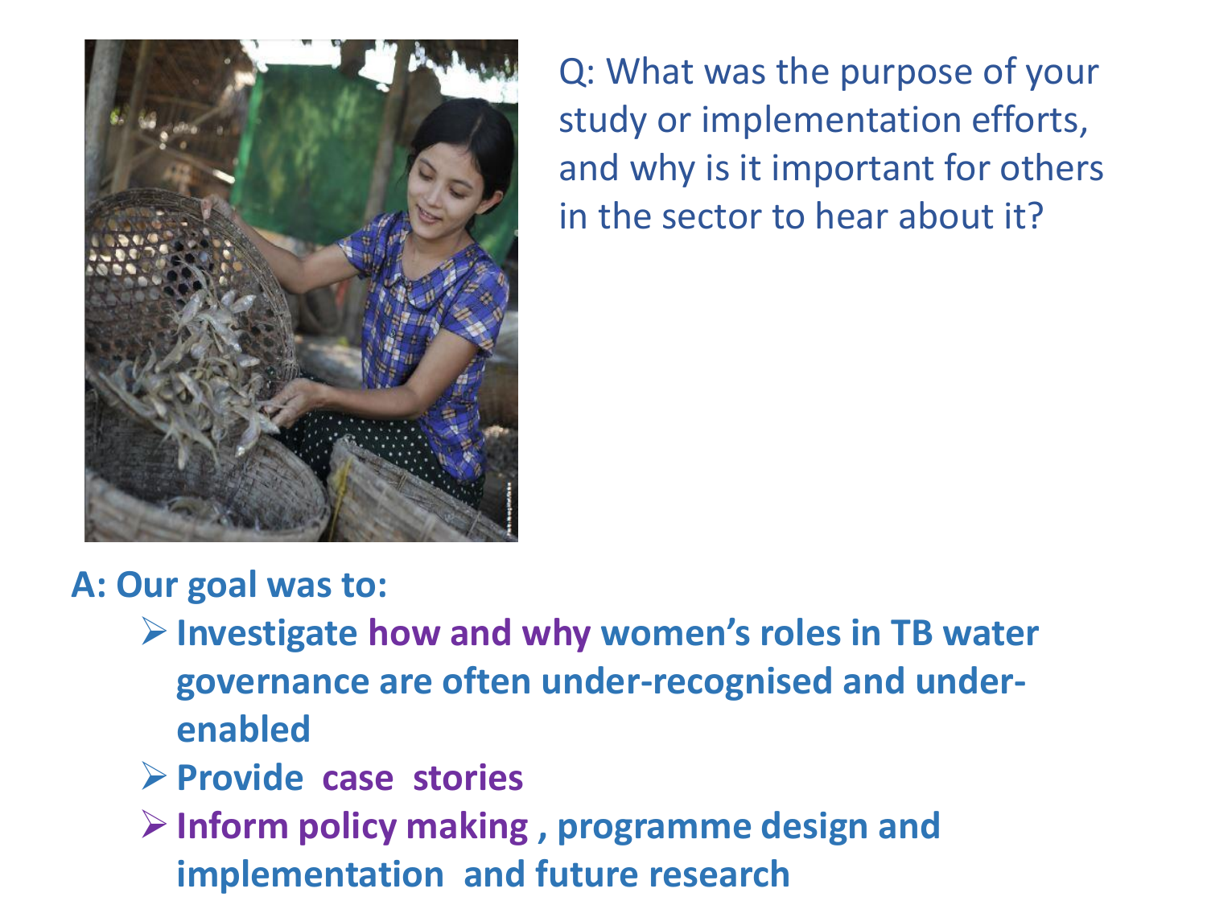Q: What was the purpose of your study or implementation efforts, and why is it important for others in the sector to hear about it?

**A: Our goal was to:**

- **Investigate how and why women's roles in TB water governance are often under-recognised and under-enabled**
- **Provide case stories**
- **Inform policy making , programme design and implementation and future research**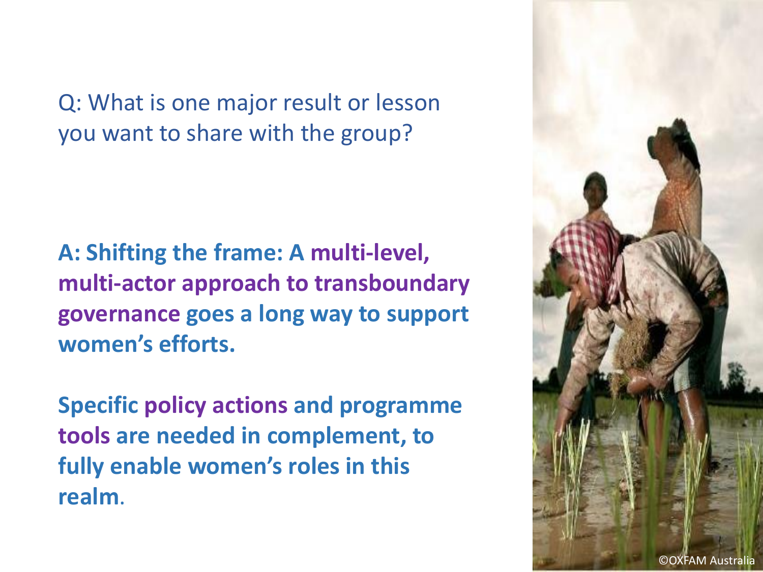Q: What is one major result or lesson you want to share with the group?

**A: Shifting the frame: A multi-level, multi-actor approach to transboundary governance goes a long way to support women's efforts.**

**Specific policy actions and programme tools are needed in complement, to fully enable women's roles in this realm**.

©OXFAM Australia